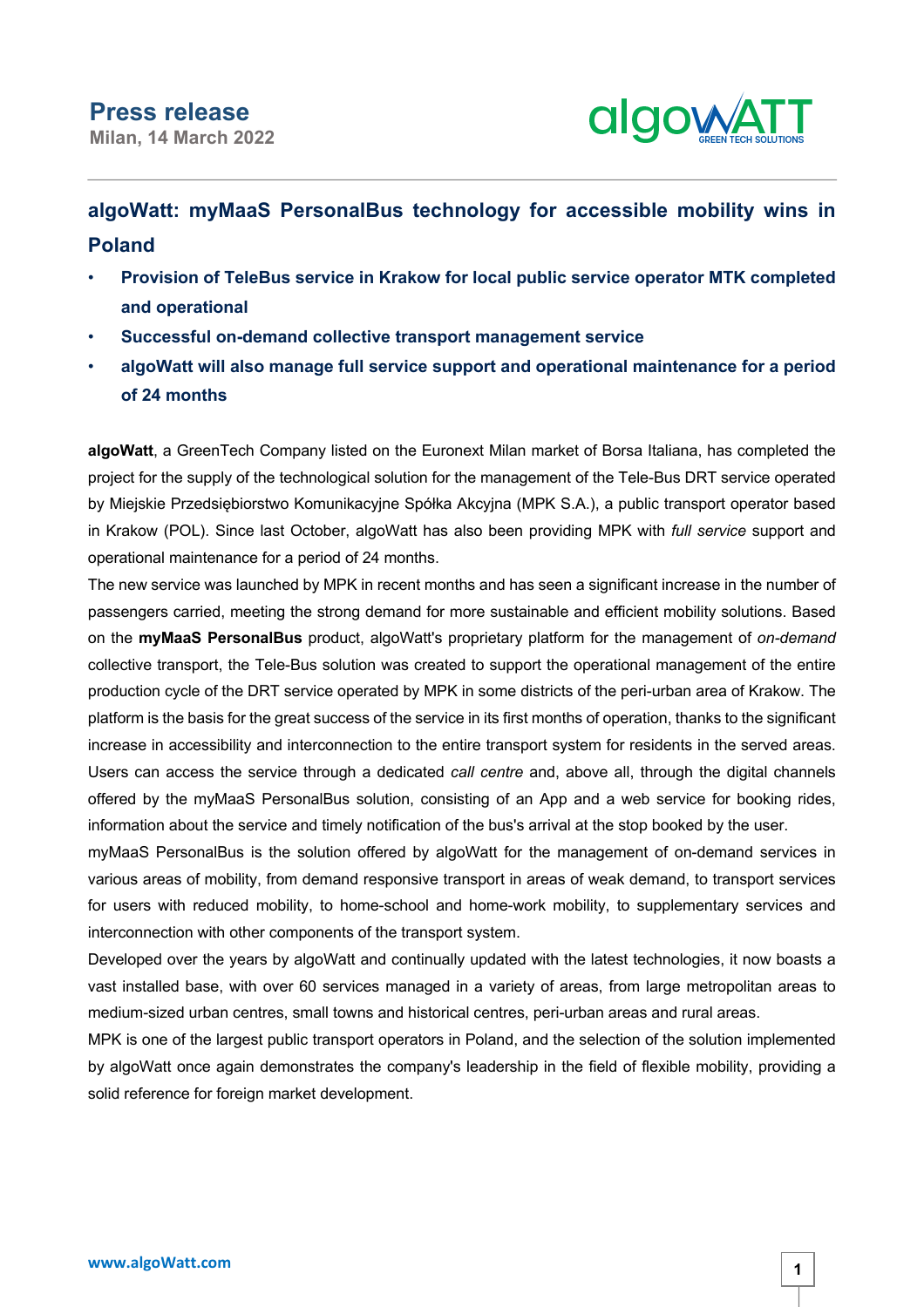**Press release**
**Milan, 14 March 2022**

## algoWatt: myMaaS PersonalBus technology for accessible mobility wins in Poland

- **Provision of TeleBus service in Krakow for local public service operator MTK completed and operational**
- **Successful on-demand collective transport management service**
- **algoWatt will also manage full service support and operational maintenance for a period of 24 months**

**algoWatt**, a GreenTech Company listed on the Euronext Milan market of Borsa Italiana, has completed the project for the supply of the technological solution for the management of the Tele-Bus DRT service operated by Miejskie Przedsiębiorstwo Komunikacyjne Spółka Akcyjna (MPK S.A.), a public transport operator based in Krakow (POL). Since last October, algoWatt has also been providing MPK with *full service* support and operational maintenance for a period of 24 months.

The new service was launched by MPK in recent months and has seen a significant increase in the number of passengers carried, meeting the strong demand for more sustainable and efficient mobility solutions. Based on the **myMaaS PersonalBus** product, algoWatt's proprietary platform for the management of *on-demand* collective transport, the Tele-Bus solution was created to support the operational management of the entire production cycle of the DRT service operated by MPK in some districts of the peri-urban area of Krakow. The platform is the basis for the great success of the service in its first months of operation, thanks to the significant increase in accessibility and interconnection to the entire transport system for residents in the served areas. Users can access the service through a dedicated *call centre* and, above all, through the digital channels offered by the myMaaS PersonalBus solution, consisting of an App and a web service for booking rides, information about the service and timely notification of the bus's arrival at the stop booked by the user.

myMaaS PersonalBus is the solution offered by algoWatt for the management of on-demand services in various areas of mobility, from demand responsive transport in areas of weak demand, to transport services for users with reduced mobility, to home-school and home-work mobility, to supplementary services and interconnection with other components of the transport system.

Developed over the years by algoWatt and continually updated with the latest technologies, it now boasts a vast installed base, with over 60 services managed in a variety of areas, from large metropolitan areas to medium-sized urban centres, small towns and historical centres, peri-urban areas and rural areas.

MPK is one of the largest public transport operators in Poland, and the selection of the solution implemented by algoWatt once again demonstrates the company's leadership in the field of flexible mobility, providing a solid reference for foreign market development.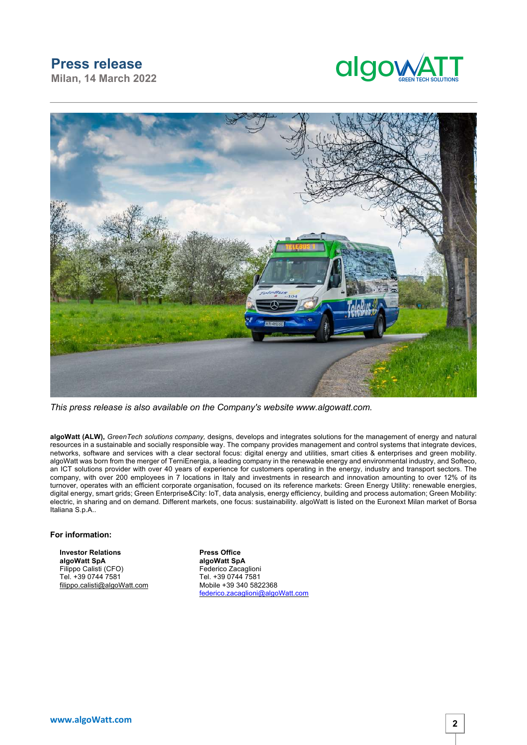*This press release is also available on the Company's website www.algowatt.com.*

**algoWatt (ALW),** *GreenTech solutions company,* designs, develops and integrates solutions for the management of energy and natural resources in a sustainable and socially responsible way. The company provides management and control systems that integrate devices, networks, software and services with a clear sectoral focus: digital energy and utilities, smart cities & enterprises and green mobility. algoWatt was born from the merger of TerniEnergia, a leading company in the renewable energy and environmental industry, and Softeco, an ICT solutions provider with over 40 years of experience for customers operating in the energy, industry and transport sectors. The company, with over 200 employees in 7 locations in Italy and investments in research and innovation amounting to over 12% of its turnover, operates with an efficient corporate organisation, focused on its reference markets: Green Energy Utility: renewable energies, digital energy, smart grids; Green Enterprise&City: IoT, data analysis, energy efficiency, building and process automation; Green Mobility: electric, in sharing and on demand. Different markets, one focus: sustainability. algoWatt is listed on the Euronext Milan market of Borsa Italiana S.p.A..

**For information:**

**Investor Relations**
**algoWatt SpA**
Filippo Calisti (CFO)
Tel. +39 0744 7581
filippo.calisti@algoWatt.com

**Press Office**
**algoWatt SpA**
Federico Zacaglioni
Tel. +39 0744 7581
Mobile +39 340 5822368
federico.zacaglioni@algoWatt.com